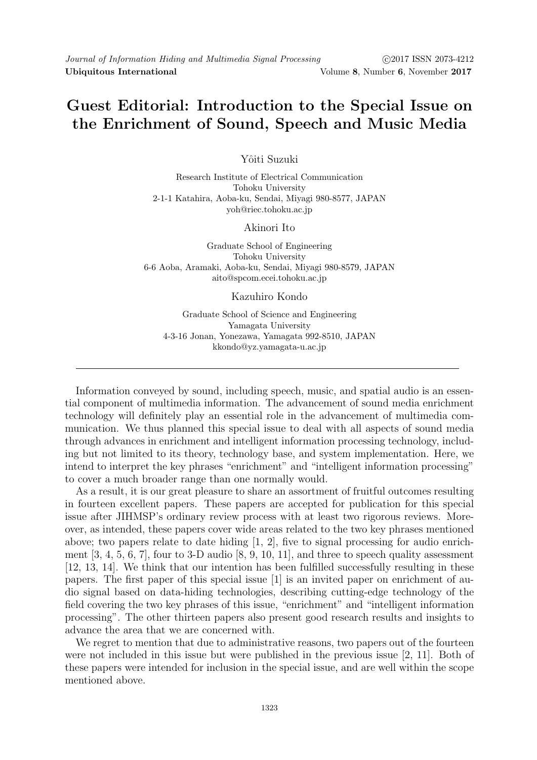# Guest Editorial: Introduction to the Special Issue on the Enrichment of Sound, Speech and Music Media

Yôiti Suzuki

Research Institute of Electrical Communication  
Tohoku University  
2-1-1 Katahira, Aoba-ku, Sendai, Miyagi 980-8577, JAPAN  
yoh@riec.tohoku.ac.jp

Akinori Ito

Graduate School of Engineering  
Tohoku University  
6-6 Aoba, Aramaki, Aoba-ku, Sendai, Miyagi 980-8579, JAPAN  
aito@spcom.ecei.tohoku.ac.jp

Kazuhiro Kondo

Graduate School of Science and Engineering  
Yamagata University  
4-3-16 Jonan, Yonezawa, Yamagata 992-8510, JAPAN  
kkondo@yz.yamagata-u.ac.jp

---

Information conveyed by sound, including speech, music, and spatial audio is an essential component of multimedia information. The advancement of sound media enrichment technology will definitely play an essential role in the advancement of multimedia communication. We thus planned this special issue to deal with all aspects of sound media through advances in enrichment and intelligent information processing technology, including but not limited to its theory, technology base, and system implementation. Here, we intend to interpret the key phrases "enrichment" and "intelligent information processing" to cover a much broader range than one normally would.

As a result, it is our great pleasure to share an assortment of fruitful outcomes resulting in fourteen excellent papers. These papers are accepted for publication for this special issue after JIHMSP's ordinary review process with at least two rigorous reviews. Moreover, as intended, these papers cover wide areas related to the two key phrases mentioned above; two papers relate to date hiding [1, 2], five to signal processing for audio enrichment [3, 4, 5, 6, 7], four to 3-D audio [8, 9, 10, 11], and three to speech quality assessment [12, 13, 14]. We think that our intention has been fulfilled successfully resulting in these papers. The first paper of this special issue [1] is an invited paper on enrichment of audio signal based on data-hiding technologies, describing cutting-edge technology of the field covering the two key phrases of this issue, "enrichment" and "intelligent information processing". The other thirteen papers also present good research results and insights to advance the area that we are concerned with.

We regret to mention that due to administrative reasons, two papers out of the fourteen were not included in this issue but were published in the previous issue [2, 11]. Both of these papers were intended for inclusion in the special issue, and are well within the scope mentioned above.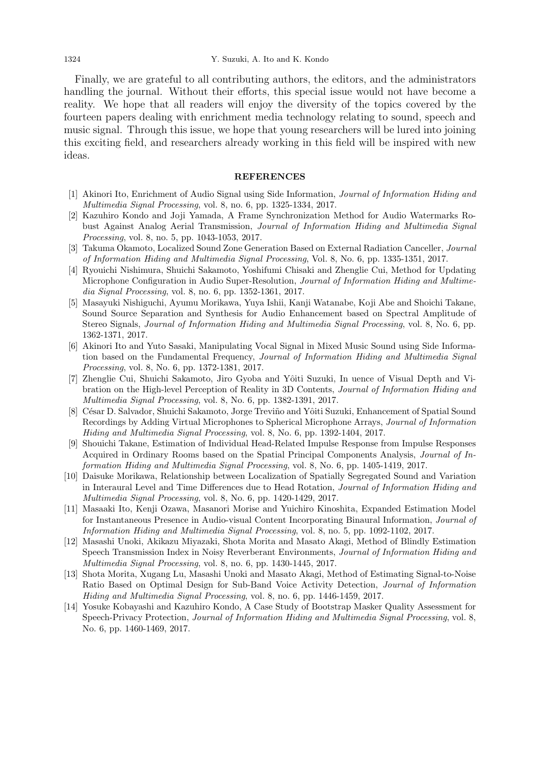Finally, we are grateful to all contributing authors, the editors, and the administrators handling the journal. Without their efforts, this special issue would not have become a reality. We hope that all readers will enjoy the diversity of the topics covered by the fourteen papers dealing with enrichment media technology relating to sound, speech and music signal. Through this issue, we hope that young researchers will be lured into joining this exciting field, and researchers already working in this field will be inspired with new ideas.

## REFERENCES

[1] Akinori Ito, Enrichment of Audio Signal using Side Information, *Journal of Information Hiding and Multimedia Signal Processing*, vol. 8, no. 6, pp. 1325-1334, 2017.

[2] Kazuhiro Kondo and Joji Yamada, A Frame Synchronization Method for Audio Watermarks Robust Against Analog Aerial Transmission, *Journal of Information Hiding and Multimedia Signal Processing*, vol. 8, no. 5, pp. 1043-1053, 2017.

[3] Takuma Okamoto, Localized Sound Zone Generation Based on External Radiation Canceller, *Journal of Information Hiding and Multimedia Signal Processing*, Vol. 8, No. 6, pp. 1335-1351, 2017.

[4] Ryouichi Nishimura, Shuichi Sakamoto, Yoshifumi Chisaki and Zhenglie Cui, Method for Updating Microphone Configuration in Audio Super-Resolution, *Journal of Information Hiding and Multimedia Signal Processing*, vol. 8, no. 6, pp. 1352-1361, 2017.

[5] Masayuki Nishiguchi, Ayumu Morikawa, Yuya Ishii, Kanji Watanabe, Koji Abe and Shoichi Takane, Sound Source Separation and Synthesis for Audio Enhancement based on Spectral Amplitude of Stereo Signals, *Journal of Information Hiding and Multimedia Signal Processing*, vol. 8, No. 6, pp. 1362-1371, 2017.

[6] Akinori Ito and Yuto Sasaki, Manipulating Vocal Signal in Mixed Music Sound using Side Information based on the Fundamental Frequency, *Journal of Information Hiding and Multimedia Signal Processing*, vol. 8, No. 6, pp. 1372-1381, 2017.

[7] Zhenglie Cui, Shuichi Sakamoto, Jiro Gyoba and Yôiti Suzuki, In uence of Visual Depth and Vibration on the High-level Perception of Reality in 3D Contents, *Journal of Information Hiding and Multimedia Signal Processing*, vol. 8, No. 6, pp. 1382-1391, 2017.

[8] César D. Salvador, Shuichi Sakamoto, Jorge Treviño and Yôiti Suzuki, Enhancement of Spatial Sound Recordings by Adding Virtual Microphones to Spherical Microphone Arrays, *Journal of Information Hiding and Multimedia Signal Processing*, vol. 8, No. 6, pp. 1392-1404, 2017.

[9] Shouichi Takane, Estimation of Individual Head-Related Impulse Response from Impulse Responses Acquired in Ordinary Rooms based on the Spatial Principal Components Analysis, *Journal of Information Hiding and Multimedia Signal Processing*, vol. 8, No. 6, pp. 1405-1419, 2017.

[10] Daisuke Morikawa, Relationship between Localization of Spatially Segregated Sound and Variation in Interaural Level and Time Differences due to Head Rotation, *Journal of Information Hiding and Multimedia Signal Processing*, vol. 8, No. 6, pp. 1420-1429, 2017.

[11] Masaaki Ito, Kenji Ozawa, Masanori Morise and Yuichiro Kinoshita, Expanded Estimation Model for Instantaneous Presence in Audio-visual Content Incorporating Binaural Information, *Journal of Information Hiding and Multimedia Signal Processing*, vol. 8, no. 5, pp. 1092-1102, 2017.

[12] Masashi Unoki, Akikazu Miyazaki, Shota Morita and Masato Akagi, Method of Blindly Estimation Speech Transmission Index in Noisy Reverberant Environments, *Journal of Information Hiding and Multimedia Signal Processing*, vol. 8, no. 6, pp. 1430-1445, 2017.

[13] Shota Morita, Xugang Lu, Masashi Unoki and Masato Akagi, Method of Estimating Signal-to-Noise Ratio Based on Optimal Design for Sub-Band Voice Activity Detection, *Journal of Information Hiding and Multimedia Signal Processing*, vol. 8, no. 6, pp. 1446-1459, 2017.

[14] Yosuke Kobayashi and Kazuhiro Kondo, A Case Study of Bootstrap Masker Quality Assessment for Speech-Privacy Protection, *Journal of Information Hiding and Multimedia Signal Processing*, vol. 8, No. 6, pp. 1460-1469, 2017.